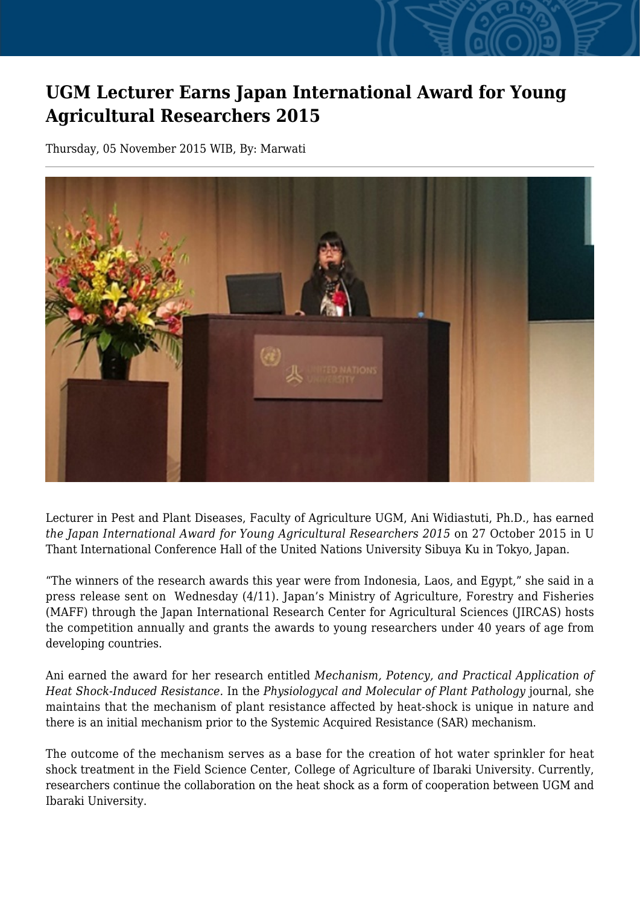# UGM Lecturer Earns Japan International Award for Young Agricultural Researchers 2015

Thursday, 05 November 2015 WIB, By: Marwati

Lecturer in Pest and Plant Diseases, Faculty of Agriculture UGM, Ani Widiastuti, Ph.D., has earned *the Japan International Award for Young Agricultural Researchers 2015* on 27 October 2015 in U Thant International Conference Hall of the United Nations University Sibuya Ku in Tokyo, Japan.

"The winners of the research awards this year were from Indonesia, Laos, and Egypt," she said in a press release sent on  Wednesday (4/11). Japan's Ministry of Agriculture, Forestry and Fisheries (MAFF) through the Japan International Research Center for Agricultural Sciences (JIRCAS) hosts the competition annually and grants the awards to young researchers under 40 years of age from developing countries.

Ani earned the award for her research entitled *Mechanism, Potency, and Practical Application of Heat Shock-Induced Resistance.* In the *Physiologycal and Molecular of Plant Pathology* journal, she maintains that the mechanism of plant resistance affected by heat-shock is unique in nature and there is an initial mechanism prior to the Systemic Acquired Resistance (SAR) mechanism.

The outcome of the mechanism serves as a base for the creation of hot water sprinkler for heat shock treatment in the Field Science Center, College of Agriculture of Ibaraki University. Currently, researchers continue the collaboration on the heat shock as a form of cooperation between UGM and Ibaraki University.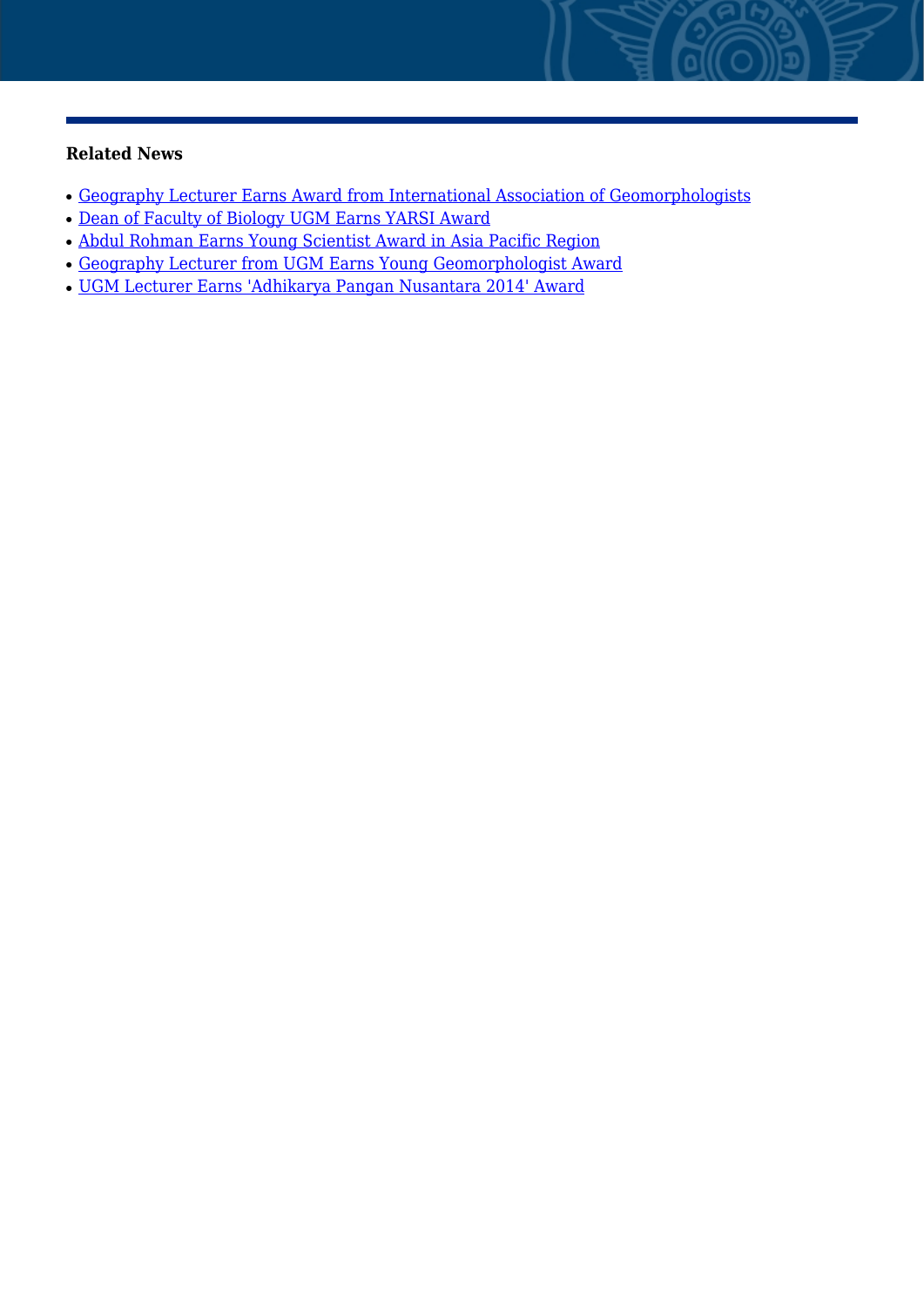### Related News

- Geography Lecturer Earns Award from International Association of Geomorphologists
- Dean of Faculty of Biology UGM Earns YARSI Award
- Abdul Rohman Earns Young Scientist Award in Asia Pacific Region
- Geography Lecturer from UGM Earns Young Geomorphologist Award
- UGM Lecturer Earns 'Adhikarya Pangan Nusantara 2014' Award